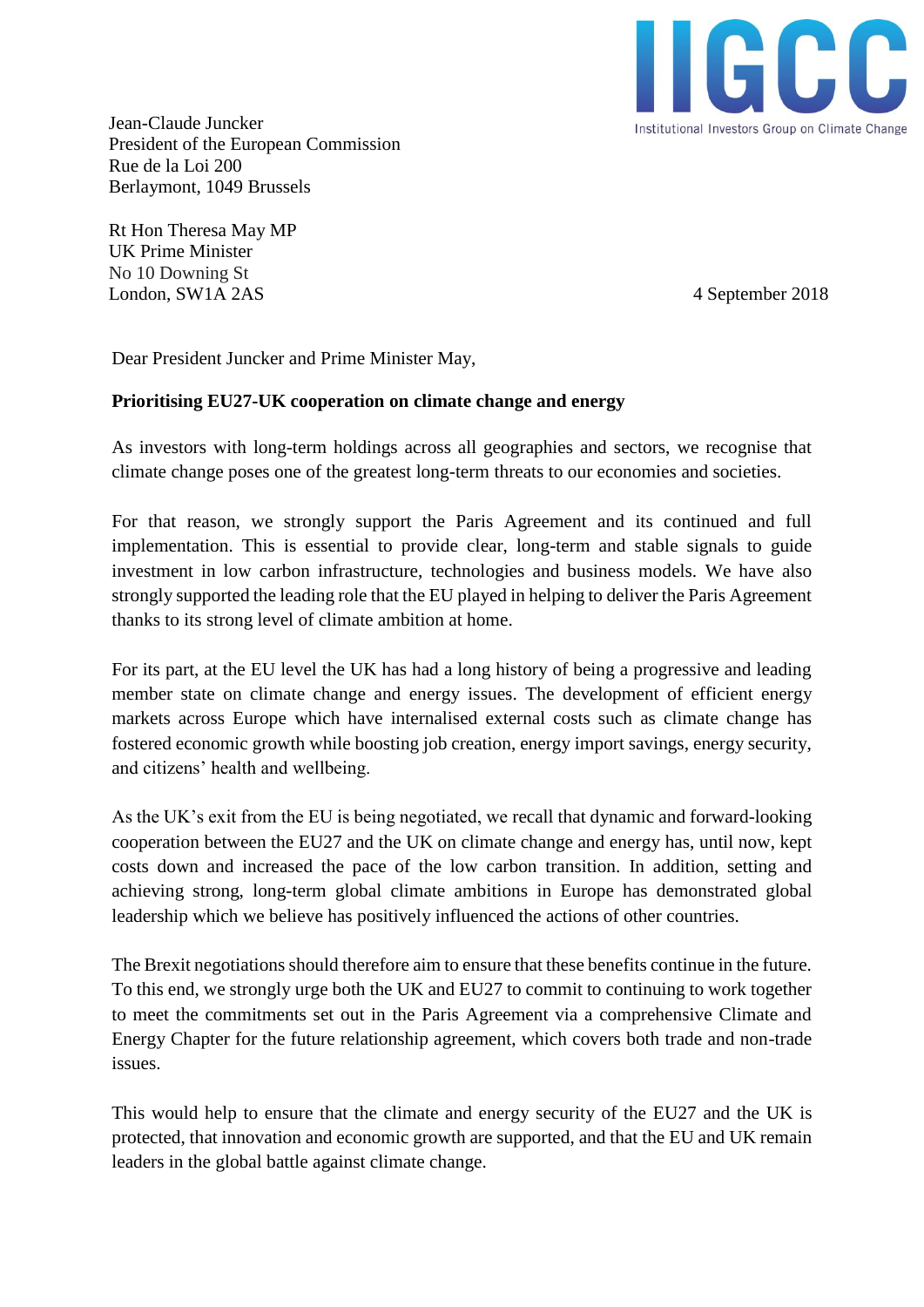IIGCC
Institutional Investors Group on Climate Change

Jean-Claude Juncker
President of the European Commission
Rue de la Loi 200
Berlaymont, 1049 Brussels

Rt Hon Theresa May MP
UK Prime Minister
No 10 Downing St
London, SW1A 2AS

4 September 2018

Dear President Juncker and Prime Minister May,

**Prioritising EU27-UK cooperation on climate change and energy**

As investors with long-term holdings across all geographies and sectors, we recognise that climate change poses one of the greatest long-term threats to our economies and societies.

For that reason, we strongly support the Paris Agreement and its continued and full implementation. This is essential to provide clear, long-term and stable signals to guide investment in low carbon infrastructure, technologies and business models. We have also strongly supported the leading role that the EU played in helping to deliver the Paris Agreement thanks to its strong level of climate ambition at home.

For its part, at the EU level the UK has had a long history of being a progressive and leading member state on climate change and energy issues. The development of efficient energy markets across Europe which have internalised external costs such as climate change has fostered economic growth while boosting job creation, energy import savings, energy security, and citizens' health and wellbeing.

As the UK's exit from the EU is being negotiated, we recall that dynamic and forward-looking cooperation between the EU27 and the UK on climate change and energy has, until now, kept costs down and increased the pace of the low carbon transition. In addition, setting and achieving strong, long-term global climate ambitions in Europe has demonstrated global leadership which we believe has positively influenced the actions of other countries.

The Brexit negotiations should therefore aim to ensure that these benefits continue in the future. To this end, we strongly urge both the UK and EU27 to commit to continuing to work together to meet the commitments set out in the Paris Agreement via a comprehensive Climate and Energy Chapter for the future relationship agreement, which covers both trade and non-trade issues.

This would help to ensure that the climate and energy security of the EU27 and the UK is protected, that innovation and economic growth are supported, and that the EU and UK remain leaders in the global battle against climate change.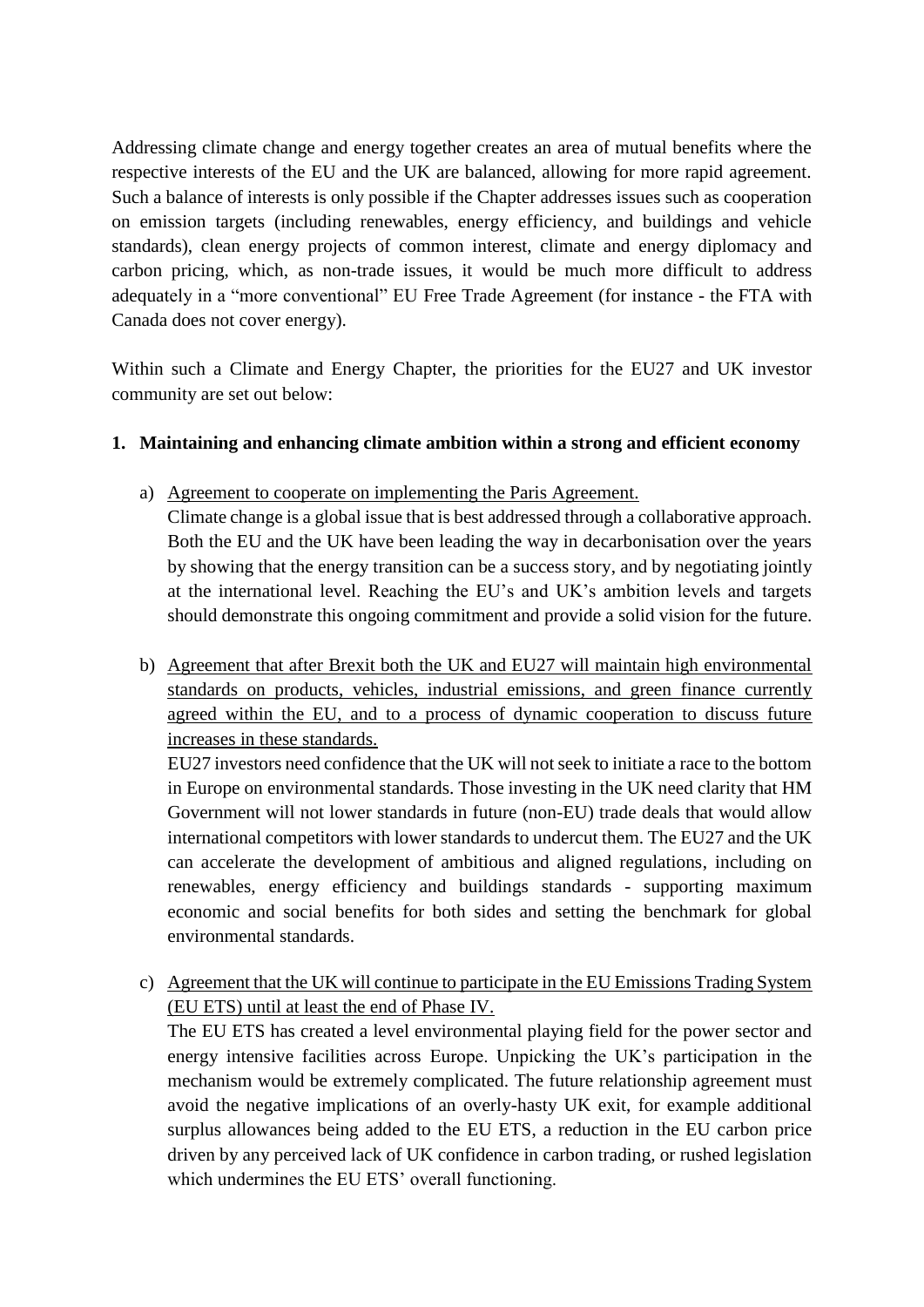Addressing climate change and energy together creates an area of mutual benefits where the respective interests of the EU and the UK are balanced, allowing for more rapid agreement. Such a balance of interests is only possible if the Chapter addresses issues such as cooperation on emission targets (including renewables, energy efficiency, and buildings and vehicle standards), clean energy projects of common interest, climate and energy diplomacy and carbon pricing, which, as non-trade issues, it would be much more difficult to address adequately in a "more conventional" EU Free Trade Agreement (for instance - the FTA with Canada does not cover energy).

Within such a Climate and Energy Chapter, the priorities for the EU27 and UK investor community are set out below:

**1. Maintaining and enhancing climate ambition within a strong and efficient economy**

a) Agreement to cooperate on implementing the Paris Agreement.

Climate change is a global issue that is best addressed through a collaborative approach. Both the EU and the UK have been leading the way in decarbonisation over the years by showing that the energy transition can be a success story, and by negotiating jointly at the international level. Reaching the EU's and UK's ambition levels and targets should demonstrate this ongoing commitment and provide a solid vision for the future.

b) Agreement that after Brexit both the UK and EU27 will maintain high environmental standards on products, vehicles, industrial emissions, and green finance currently agreed within the EU, and to a process of dynamic cooperation to discuss future increases in these standards.

EU27 investors need confidence that the UK will not seek to initiate a race to the bottom in Europe on environmental standards. Those investing in the UK need clarity that HM Government will not lower standards in future (non-EU) trade deals that would allow international competitors with lower standards to undercut them. The EU27 and the UK can accelerate the development of ambitious and aligned regulations, including on renewables, energy efficiency and buildings standards - supporting maximum economic and social benefits for both sides and setting the benchmark for global environmental standards.

c) Agreement that the UK will continue to participate in the EU Emissions Trading System (EU ETS) until at least the end of Phase IV.

The EU ETS has created a level environmental playing field for the power sector and energy intensive facilities across Europe. Unpicking the UK's participation in the mechanism would be extremely complicated. The future relationship agreement must avoid the negative implications of an overly-hasty UK exit, for example additional surplus allowances being added to the EU ETS, a reduction in the EU carbon price driven by any perceived lack of UK confidence in carbon trading, or rushed legislation which undermines the EU ETS' overall functioning.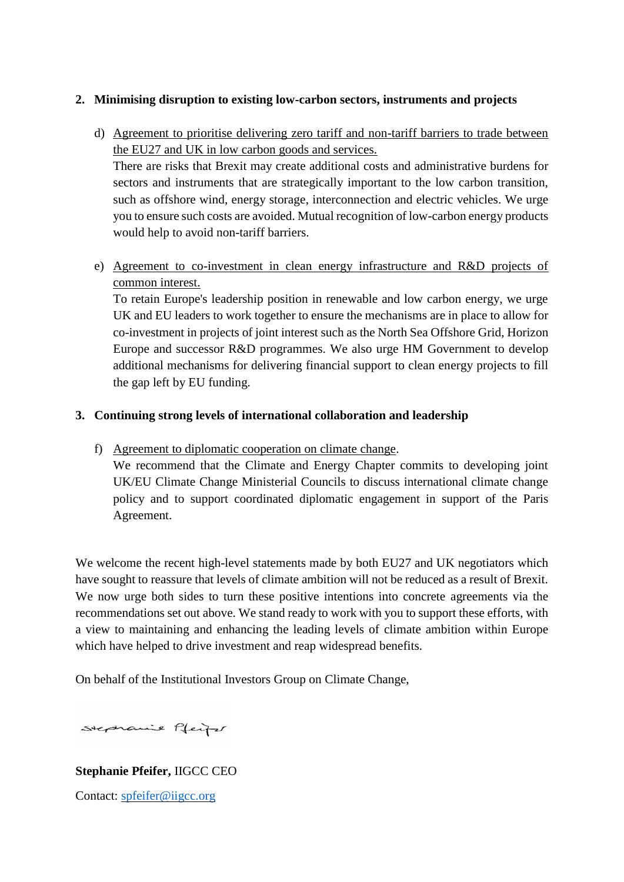**2. Minimising disruption to existing low-carbon sectors, instruments and projects**

d) Agreement to prioritise delivering zero tariff and non-tariff barriers to trade between the EU27 and UK in low carbon goods and services.
There are risks that Brexit may create additional costs and administrative burdens for sectors and instruments that are strategically important to the low carbon transition, such as offshore wind, energy storage, interconnection and electric vehicles. We urge you to ensure such costs are avoided. Mutual recognition of low-carbon energy products would help to avoid non-tariff barriers.

e) Agreement to co-investment in clean energy infrastructure and R&D projects of common interest.
To retain Europe's leadership position in renewable and low carbon energy, we urge UK and EU leaders to work together to ensure the mechanisms are in place to allow for co-investment in projects of joint interest such as the North Sea Offshore Grid, Horizon Europe and successor R&D programmes. We also urge HM Government to develop additional mechanisms for delivering financial support to clean energy projects to fill the gap left by EU funding.

**3. Continuing strong levels of international collaboration and leadership**

f) Agreement to diplomatic cooperation on climate change.
We recommend that the Climate and Energy Chapter commits to developing joint UK/EU Climate Change Ministerial Councils to discuss international climate change policy and to support coordinated diplomatic engagement in support of the Paris Agreement.

We welcome the recent high-level statements made by both EU27 and UK negotiators which have sought to reassure that levels of climate ambition will not be reduced as a result of Brexit. We now urge both sides to turn these positive intentions into concrete agreements via the recommendations set out above. We stand ready to work with you to support these efforts, with a view to maintaining and enhancing the leading levels of climate ambition within Europe which have helped to drive investment and reap widespread benefits.

On behalf of the Institutional Investors Group on Climate Change,

Stephanie Pfeifer

**Stephanie Pfeifer,** IIGCC CEO

Contact: spfeifer@iigcc.org